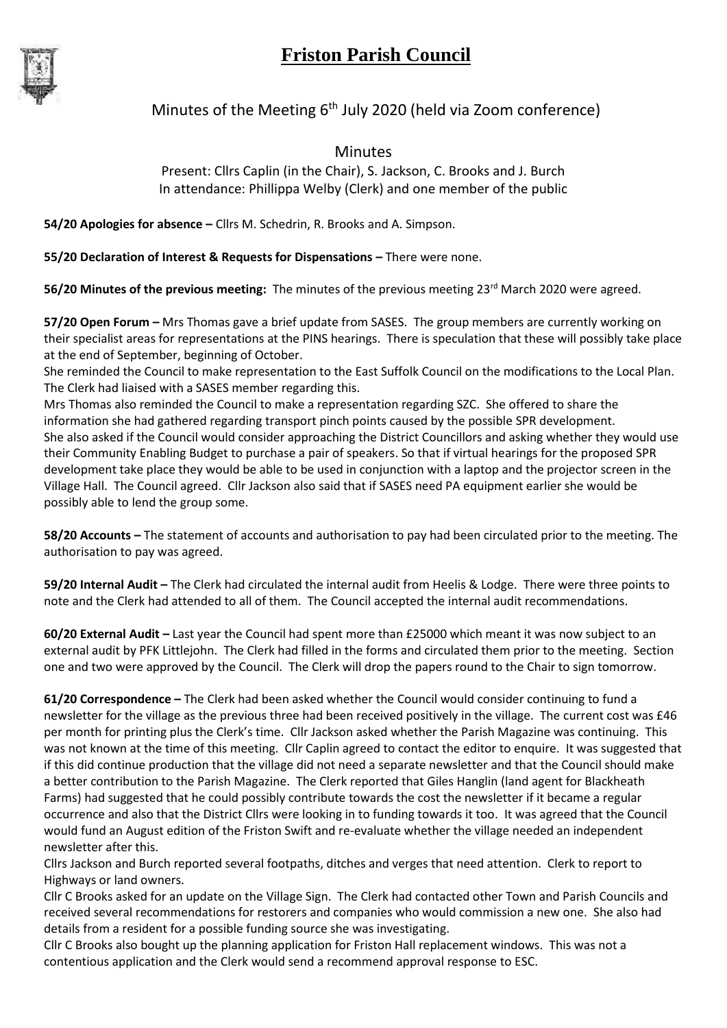# Friston Parish Council

## Minutes of the Meeting 6th July 2020 (held via Zoom conference)

### Minutes

Present: Cllrs Caplin (in the Chair), S. Jackson, C. Brooks and J. Burch
In attendance: Phillippa Welby (Clerk) and one member of the public

**54/20 Apologies for absence –** Cllrs M. Schedrin, R. Brooks and A. Simpson.

**55/20 Declaration of Interest & Requests for Dispensations –** There were none.

**56/20 Minutes of the previous meeting:** The minutes of the previous meeting 23rd March 2020 were agreed.

**57/20 Open Forum –** Mrs Thomas gave a brief update from SASES. The group members are currently working on their specialist areas for representations at the PINS hearings. There is speculation that these will possibly take place at the end of September, beginning of October.

She reminded the Council to make representation to the East Suffolk Council on the modifications to the Local Plan. The Clerk had liaised with a SASES member regarding this.

Mrs Thomas also reminded the Council to make a representation regarding SZC. She offered to share the information she had gathered regarding transport pinch points caused by the possible SPR development.

She also asked if the Council would consider approaching the District Councillors and asking whether they would use their Community Enabling Budget to purchase a pair of speakers. So that if virtual hearings for the proposed SPR development take place they would be able to be used in conjunction with a laptop and the projector screen in the Village Hall. The Council agreed. Cllr Jackson also said that if SASES need PA equipment earlier she would be possibly able to lend the group some.

**58/20 Accounts –** The statement of accounts and authorisation to pay had been circulated prior to the meeting. The authorisation to pay was agreed.

**59/20 Internal Audit –** The Clerk had circulated the internal audit from Heelis & Lodge. There were three points to note and the Clerk had attended to all of them. The Council accepted the internal audit recommendations.

**60/20 External Audit –** Last year the Council had spent more than £25000 which meant it was now subject to an external audit by PFK Littlejohn. The Clerk had filled in the forms and circulated them prior to the meeting. Section one and two were approved by the Council. The Clerk will drop the papers round to the Chair to sign tomorrow.

**61/20 Correspondence –** The Clerk had been asked whether the Council would consider continuing to fund a newsletter for the village as the previous three had been received positively in the village. The current cost was £46 per month for printing plus the Clerk's time. Cllr Jackson asked whether the Parish Magazine was continuing. This was not known at the time of this meeting. Cllr Caplin agreed to contact the editor to enquire. It was suggested that if this did continue production that the village did not need a separate newsletter and that the Council should make a better contribution to the Parish Magazine. The Clerk reported that Giles Hanglin (land agent for Blackheath Farms) had suggested that he could possibly contribute towards the cost the newsletter if it became a regular occurrence and also that the District Cllrs were looking in to funding towards it too. It was agreed that the Council would fund an August edition of the Friston Swift and re-evaluate whether the village needed an independent newsletter after this.

Cllrs Jackson and Burch reported several footpaths, ditches and verges that need attention. Clerk to report to Highways or land owners.

Cllr C Brooks asked for an update on the Village Sign. The Clerk had contacted other Town and Parish Councils and received several recommendations for restorers and companies who would commission a new one. She also had details from a resident for a possible funding source she was investigating.

Cllr C Brooks also bought up the planning application for Friston Hall replacement windows. This was not a contentious application and the Clerk would send a recommend approval response to ESC.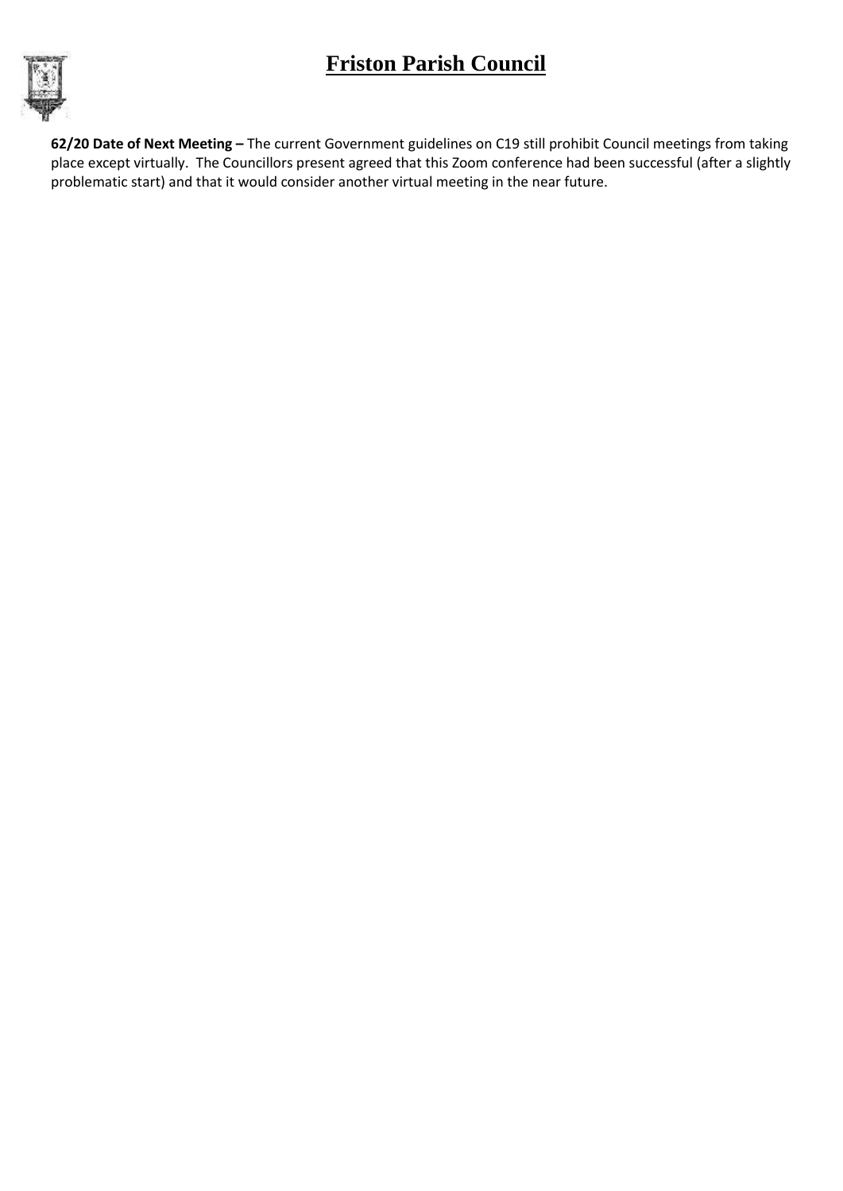# Friston Parish Council

**62/20 Date of Next Meeting –** The current Government guidelines on C19 still prohibit Council meetings from taking place except virtually. The Councillors present agreed that this Zoom conference had been successful (after a slightly problematic start) and that it would consider another virtual meeting in the near future.